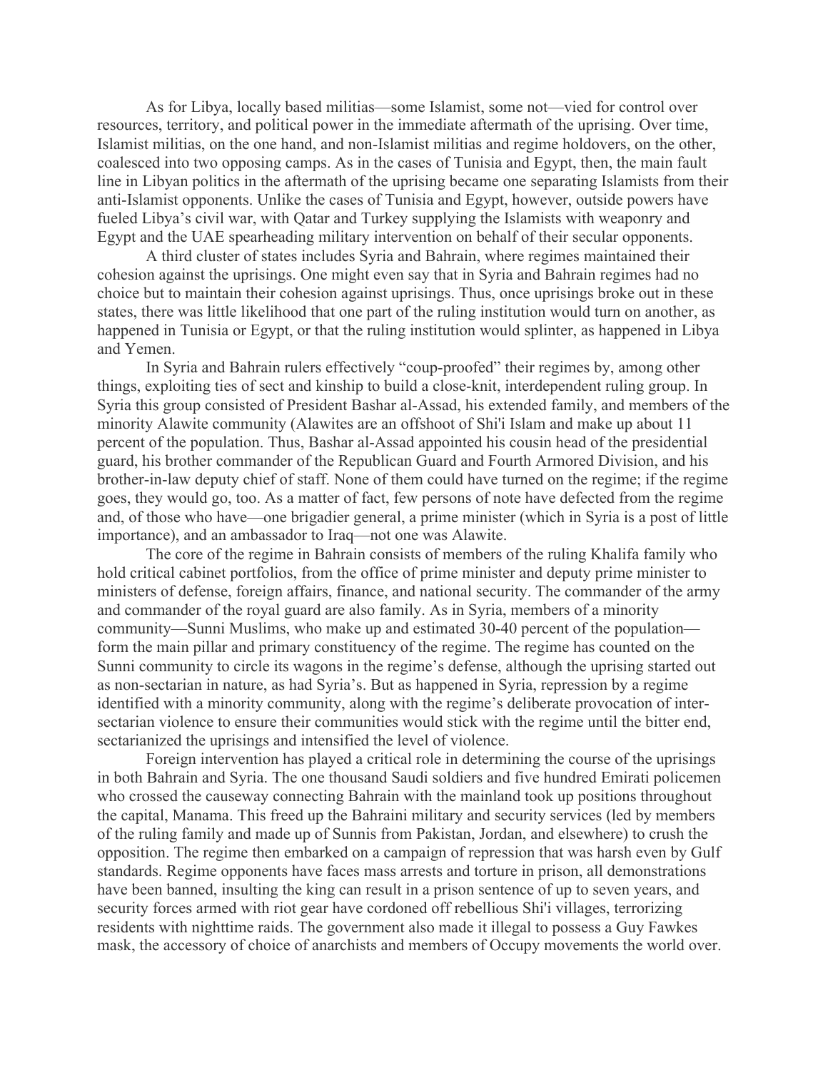As for Libya, locally based militias—some Islamist, some not—vied for control over resources, territory, and political power in the immediate aftermath of the uprising. Over time, Islamist militias, on the one hand, and non-Islamist militias and regime holdovers, on the other, coalesced into two opposing camps. As in the cases of Tunisia and Egypt, then, the main fault line in Libyan politics in the aftermath of the uprising became one separating Islamists from their anti-Islamist opponents. Unlike the cases of Tunisia and Egypt, however, outside powers have fueled Libya's civil war, with Qatar and Turkey supplying the Islamists with weaponry and Egypt and the UAE spearheading military intervention on behalf of their secular opponents.

A third cluster of states includes Syria and Bahrain, where regimes maintained their cohesion against the uprisings. One might even say that in Syria and Bahrain regimes had no choice but to maintain their cohesion against uprisings. Thus, once uprisings broke out in these states, there was little likelihood that one part of the ruling institution would turn on another, as happened in Tunisia or Egypt, or that the ruling institution would splinter, as happened in Libya and Yemen.

In Syria and Bahrain rulers effectively "coup-proofed" their regimes by, among other things, exploiting ties of sect and kinship to build a close-knit, interdependent ruling group. In Syria this group consisted of President Bashar al-Assad, his extended family, and members of the minority Alawite community (Alawites are an offshoot of Shi'i Islam and make up about 11 percent of the population. Thus, Bashar al-Assad appointed his cousin head of the presidential guard, his brother commander of the Republican Guard and Fourth Armored Division, and his brother-in-law deputy chief of staff. None of them could have turned on the regime; if the regime goes, they would go, too. As a matter of fact, few persons of note have defected from the regime and, of those who have—one brigadier general, a prime minister (which in Syria is a post of little importance), and an ambassador to Iraq—not one was Alawite.

The core of the regime in Bahrain consists of members of the ruling Khalifa family who hold critical cabinet portfolios, from the office of prime minister and deputy prime minister to ministers of defense, foreign affairs, finance, and national security. The commander of the army and commander of the royal guard are also family. As in Syria, members of a minority community—Sunni Muslims, who make up and estimated 30-40 percent of the population—form the main pillar and primary constituency of the regime. The regime has counted on the Sunni community to circle its wagons in the regime's defense, although the uprising started out as non-sectarian in nature, as had Syria's. But as happened in Syria, repression by a regime identified with a minority community, along with the regime's deliberate provocation of inter-sectarian violence to ensure their communities would stick with the regime until the bitter end, sectarianized the uprisings and intensified the level of violence.

Foreign intervention has played a critical role in determining the course of the uprisings in both Bahrain and Syria. The one thousand Saudi soldiers and five hundred Emirati policemen who crossed the causeway connecting Bahrain with the mainland took up positions throughout the capital, Manama. This freed up the Bahraini military and security services (led by members of the ruling family and made up of Sunnis from Pakistan, Jordan, and elsewhere) to crush the opposition. The regime then embarked on a campaign of repression that was harsh even by Gulf standards. Regime opponents have faces mass arrests and torture in prison, all demonstrations have been banned, insulting the king can result in a prison sentence of up to seven years, and security forces armed with riot gear have cordoned off rebellious Shi'i villages, terrorizing residents with nighttime raids. The government also made it illegal to possess a Guy Fawkes mask, the accessory of choice of anarchists and members of Occupy movements the world over.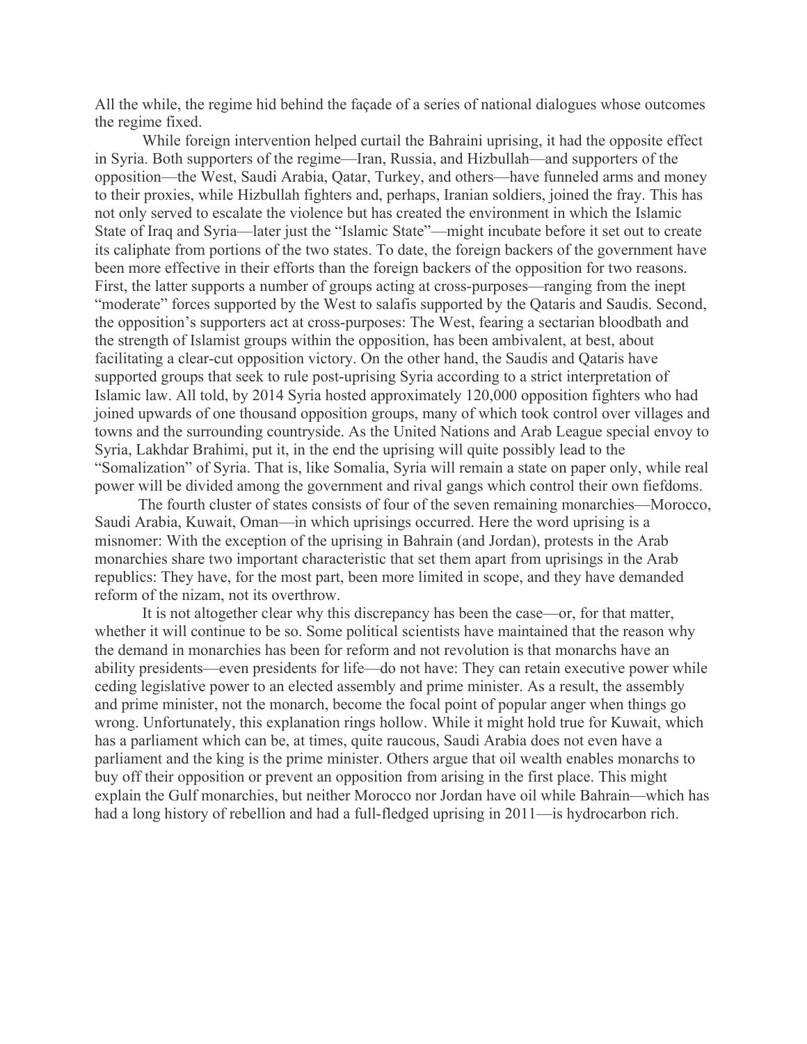All the while, the regime hid behind the façade of a series of national dialogues whose outcomes the regime fixed.

While foreign intervention helped curtail the Bahraini uprising, it had the opposite effect in Syria. Both supporters of the regime—Iran, Russia, and Hizbullah—and supporters of the opposition—the West, Saudi Arabia, Qatar, Turkey, and others—have funneled arms and money to their proxies, while Hizbullah fighters and, perhaps, Iranian soldiers, joined the fray. This has not only served to escalate the violence but has created the environment in which the Islamic State of Iraq and Syria—later just the "Islamic State"—might incubate before it set out to create its caliphate from portions of the two states. To date, the foreign backers of the government have been more effective in their efforts than the foreign backers of the opposition for two reasons. First, the latter supports a number of groups acting at cross-purposes—ranging from the inept "moderate" forces supported by the West to salafis supported by the Qataris and Saudis. Second, the opposition's supporters act at cross-purposes: The West, fearing a sectarian bloodbath and the strength of Islamist groups within the opposition, has been ambivalent, at best, about facilitating a clear-cut opposition victory. On the other hand, the Saudis and Qataris have supported groups that seek to rule post-uprising Syria according to a strict interpretation of Islamic law. All told, by 2014 Syria hosted approximately 120,000 opposition fighters who had joined upwards of one thousand opposition groups, many of which took control over villages and towns and the surrounding countryside. As the United Nations and Arab League special envoy to Syria, Lakhdar Brahimi, put it, in the end the uprising will quite possibly lead to the "Somalization" of Syria. That is, like Somalia, Syria will remain a state on paper only, while real power will be divided among the government and rival gangs which control their own fiefdoms.

The fourth cluster of states consists of four of the seven remaining monarchies—Morocco, Saudi Arabia, Kuwait, Oman—in which uprisings occurred. Here the word uprising is a misnomer: With the exception of the uprising in Bahrain (and Jordan), protests in the Arab monarchies share two important characteristic that set them apart from uprisings in the Arab republics: They have, for the most part, been more limited in scope, and they have demanded reform of the nizam, not its overthrow.

It is not altogether clear why this discrepancy has been the case—or, for that matter, whether it will continue to be so. Some political scientists have maintained that the reason why the demand in monarchies has been for reform and not revolution is that monarchs have an ability presidents—even presidents for life—do not have: They can retain executive power while ceding legislative power to an elected assembly and prime minister. As a result, the assembly and prime minister, not the monarch, become the focal point of popular anger when things go wrong. Unfortunately, this explanation rings hollow. While it might hold true for Kuwait, which has a parliament which can be, at times, quite raucous, Saudi Arabia does not even have a parliament and the king is the prime minister. Others argue that oil wealth enables monarchs to buy off their opposition or prevent an opposition from arising in the first place. This might explain the Gulf monarchies, but neither Morocco nor Jordan have oil while Bahrain—which has had a long history of rebellion and had a full-fledged uprising in 2011—is hydrocarbon rich.